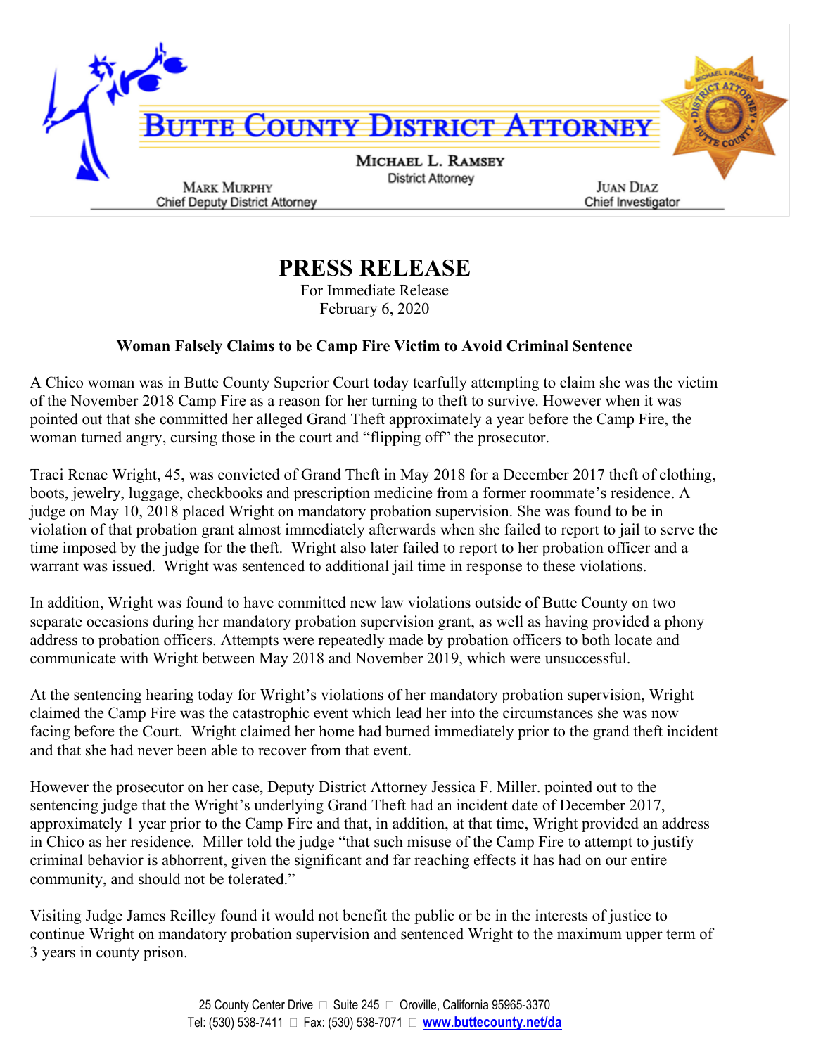# BUTTE COUNTY DISTRICT ATTORNEY

**MICHAEL L. RAMSEY**
District Attorney

**MARK MURPHY**
Chief Deputy District Attorney

**JUAN DIAZ**
Chief Investigator

## PRESS RELEASE

For Immediate Release
February 6, 2020

**Woman Falsely Claims to be Camp Fire Victim to Avoid Criminal Sentence**

A Chico woman was in Butte County Superior Court today tearfully attempting to claim she was the victim of the November 2018 Camp Fire as a reason for her turning to theft to survive. However when it was pointed out that she committed her alleged Grand Theft approximately a year before the Camp Fire, the woman turned angry, cursing those in the court and "flipping off" the prosecutor.

Traci Renae Wright, 45, was convicted of Grand Theft in May 2018 for a December 2017 theft of clothing, boots, jewelry, luggage, checkbooks and prescription medicine from a former roommate's residence. A judge on May 10, 2018 placed Wright on mandatory probation supervision. She was found to be in violation of that probation grant almost immediately afterwards when she failed to report to jail to serve the time imposed by the judge for the theft. Wright also later failed to report to her probation officer and a warrant was issued. Wright was sentenced to additional jail time in response to these violations.

In addition, Wright was found to have committed new law violations outside of Butte County on two separate occasions during her mandatory probation supervision grant, as well as having provided a phony address to probation officers. Attempts were repeatedly made by probation officers to both locate and communicate with Wright between May 2018 and November 2019, which were unsuccessful.

At the sentencing hearing today for Wright's violations of her mandatory probation supervision, Wright claimed the Camp Fire was the catastrophic event which lead her into the circumstances she was now facing before the Court. Wright claimed her home had burned immediately prior to the grand theft incident and that she had never been able to recover from that event.

However the prosecutor on her case, Deputy District Attorney Jessica F. Miller. pointed out to the sentencing judge that the Wright's underlying Grand Theft had an incident date of December 2017, approximately 1 year prior to the Camp Fire and that, in addition, at that time, Wright provided an address in Chico as her residence. Miller told the judge "that such misuse of the Camp Fire to attempt to justify criminal behavior is abhorrent, given the significant and far reaching effects it has had on our entire community, and should not be tolerated."

Visiting Judge James Reilley found it would not benefit the public or be in the interests of justice to continue Wright on mandatory probation supervision and sentenced Wright to the maximum upper term of 3 years in county prison.

25 County Center Drive  Suite 245  Oroville, California 95965-3370
Tel: (530) 538-7411  Fax: (530) 538-7071  **www.buttecounty.net/da**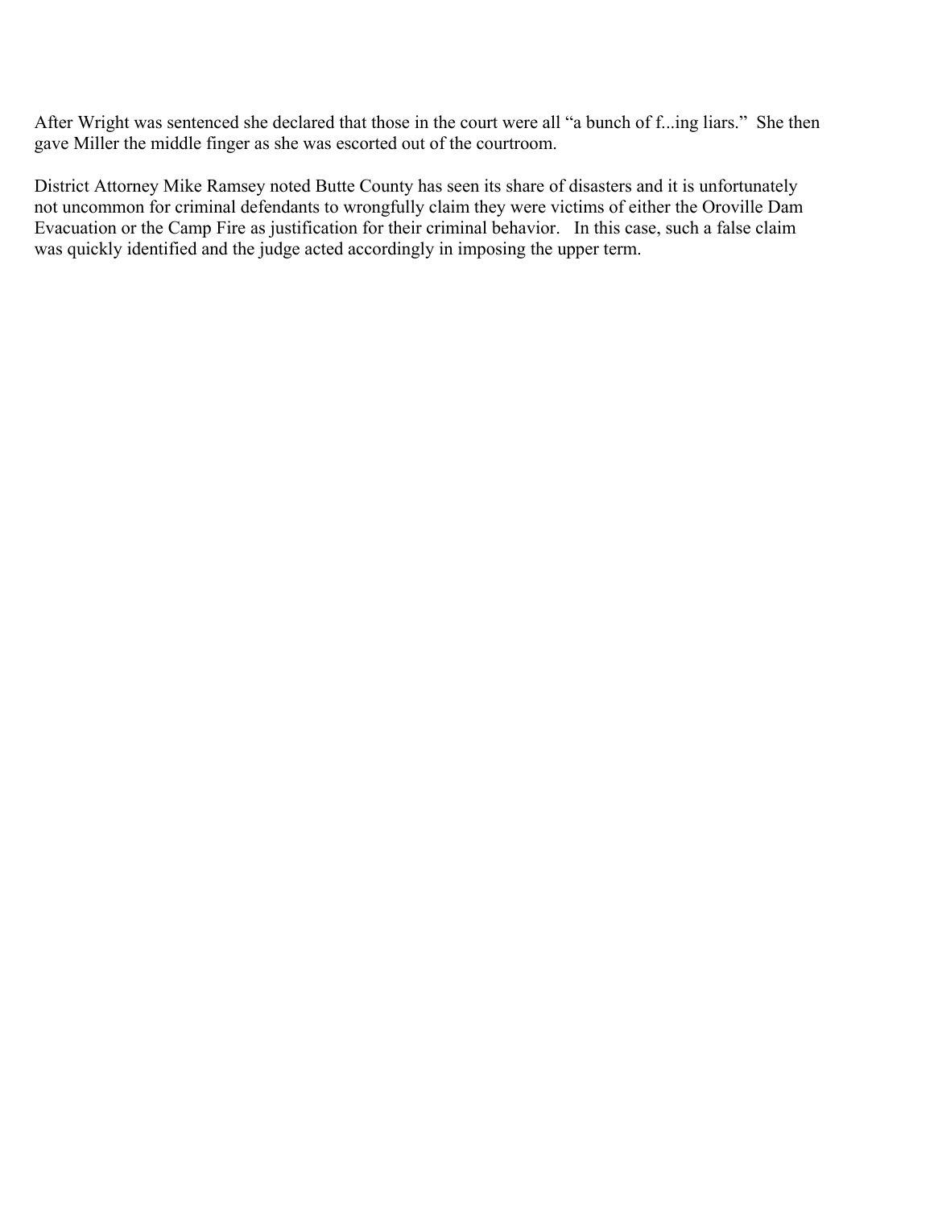After Wright was sentenced she declared that those in the court were all "a bunch of f...ing liars." She then gave Miller the middle finger as she was escorted out of the courtroom.

District Attorney Mike Ramsey noted Butte County has seen its share of disasters and it is unfortunately not uncommon for criminal defendants to wrongfully claim they were victims of either the Oroville Dam Evacuation or the Camp Fire as justification for their criminal behavior. In this case, such a false claim was quickly identified and the judge acted accordingly in imposing the upper term.